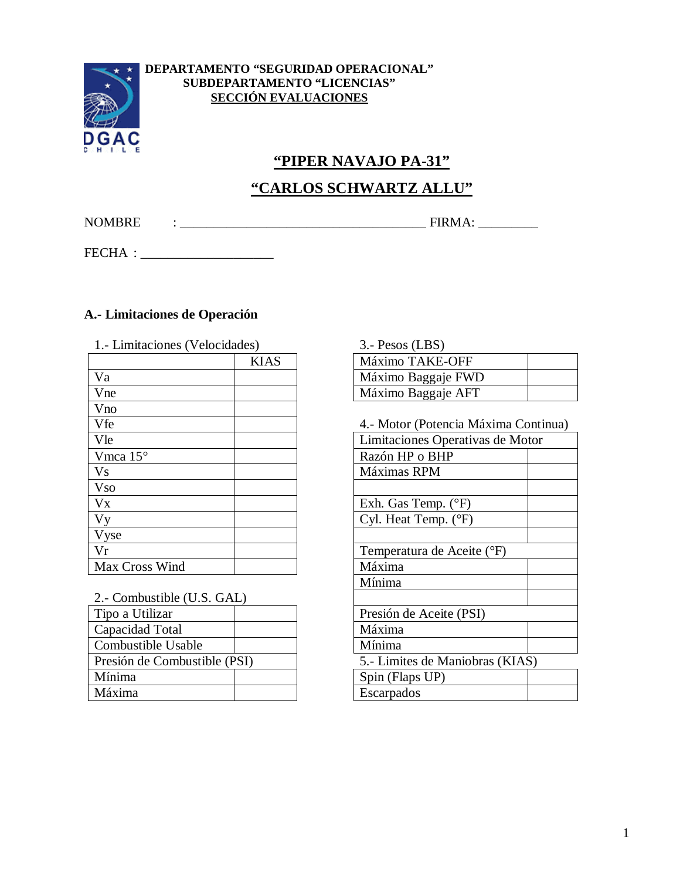**DEPARTAMENTO "SEGURIDAD OPERACIONAL"**
**SUBDEPARTAMENTO "LICENCIAS"**
**SECCIÓN EVALUACIONES**

DGAC CHILE

# "PIPER NAVAJO PA-31"

# "CARLOS SCHWARTZ ALLU"

NOMBRE : ____________________________________ FIRMA: _________

FECHA : ____________________

## A.- Limitaciones de Operación

1.- Limitaciones (Velocidades)

| | KIAS |
|---|---|
| Va | |
| Vne | |
| Vno | |
| Vfe | |
| Vle | |
| Vmca 15° | |
| Vs | |
| Vso | |
| Vx | |
| Vy | |
| Vyse | |
| Vr | |
| Max Cross Wind | |

2.- Combustible (U.S. GAL)

| Tipo a Utilizar | |
|---|---|
| Capacidad Total | |
| Combustible Usable | |
| Presión de Combustible (PSI) | |
| Mínima | |
| Máxima | |

3.- Pesos (LBS)

| Máximo TAKE-OFF | |
|---|---|
| Máximo Baggaje FWD | |
| Máximo Baggaje AFT | |

4.- Motor (Potencia Máxima Continua)

| Limitaciones Operativas de Motor | |
|---|---|
| Razón HP o BHP | |
| Máximas RPM | |
| | |
| Exh. Gas Temp. (°F) | |
| Cyl. Heat Temp. (°F) | |
| | |
| Temperatura de Aceite (°F) | |
| Máxima | |
| Mínima | |
| | |
| Presión de Aceite (PSI) | |
| Máxima | |
| Mínima | |

5.- Limites de Maniobras (KIAS)

| Spin (Flaps UP) | |
|---|---|
| Escarpados | |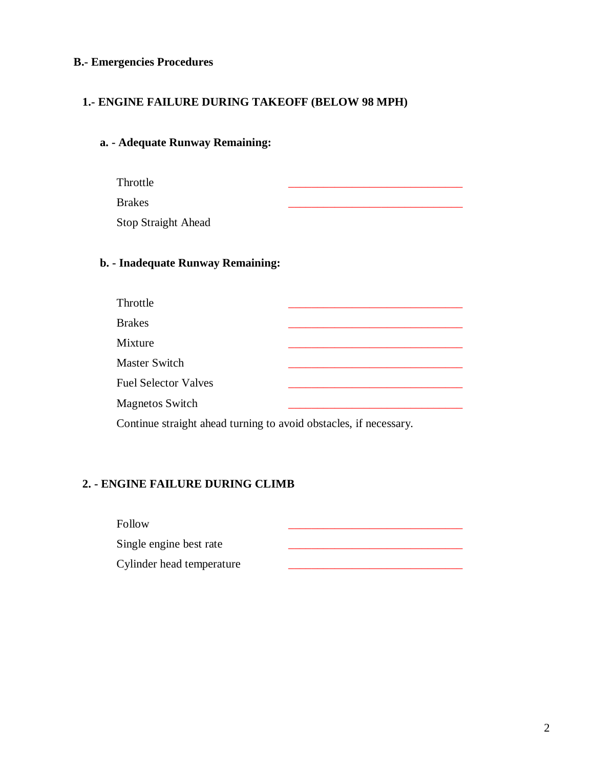## B.- Emergencies Procedures

### 1.- ENGINE FAILURE DURING TAKEOFF (BELOW 98 MPH)

#### a. - Adequate Runway Remaining:

| | |
|---|---|
| Throttle | ______________________________ |
| Brakes | ______________________________ |
| Stop Straight Ahead | |

#### b. - Inadequate Runway Remaining:

| | |
|---|---|
| Throttle | ______________________________ |
| Brakes | ______________________________ |
| Mixture | ______________________________ |
| Master Switch | ______________________________ |
| Fuel Selector Valves | ______________________________ |
| Magnetos Switch | ______________________________ |

Continue straight ahead turning to avoid obstacles, if necessary.

### 2. - ENGINE FAILURE DURING CLIMB

| | |
|---|---|
| Follow | ______________________________ |
| Single engine best rate | ______________________________ |
| Cylinder head temperature | ______________________________ |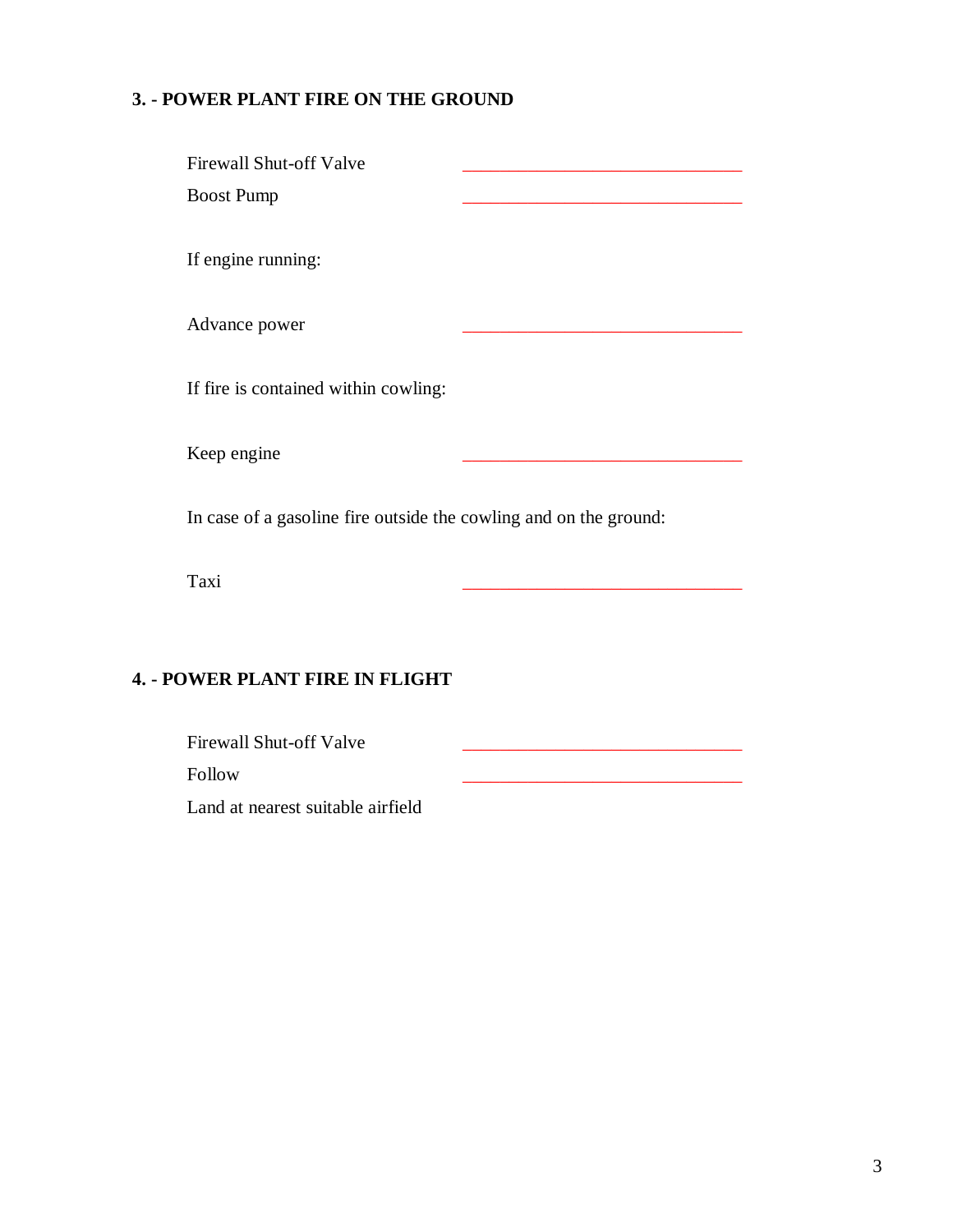### 3. - POWER PLANT FIRE ON THE GROUND

Firewall Shut-off Valve ______________________________

Boost Pump ______________________________

If engine running:

Advance power ______________________________

If fire is contained within cowling:

Keep engine ______________________________

In case of a gasoline fire outside the cowling and on the ground:

Taxi ______________________________

### 4. - POWER PLANT FIRE IN FLIGHT

Firewall Shut-off Valve ______________________________

Follow ______________________________

Land at nearest suitable airfield